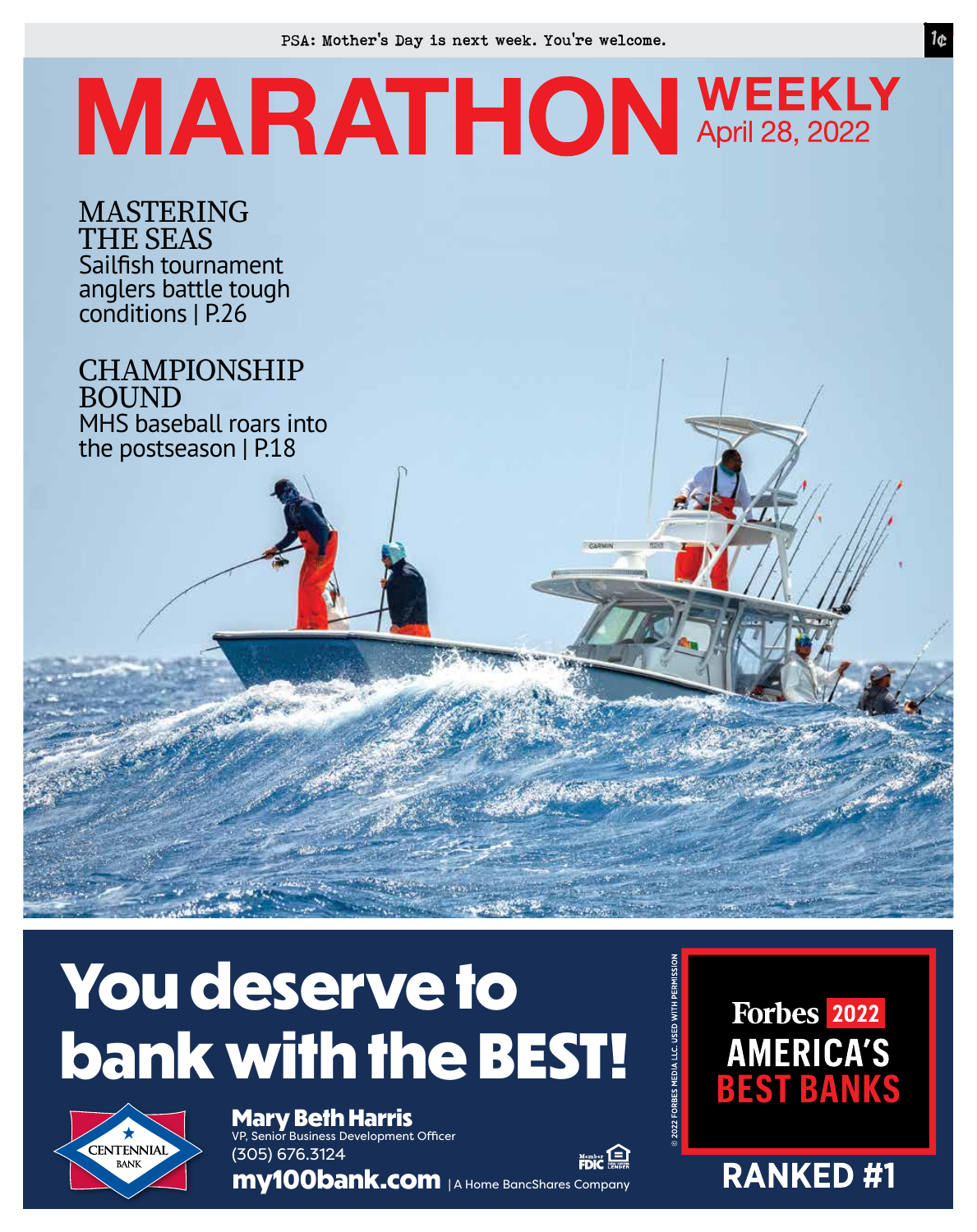PSA: Mother's Day is next week. You're welcome.

1¢

# MARATHON WEEKLY

April 28, 2022

## MASTERING THE SEAS

Sailfish tournament anglers battle tough conditions | P.26

## CHAMPIONSHIP BOUND

MHS baseball roars into the postseason | P.18

**You deserve to bank with the BEST!**

CENTENNIAL BANK

**Mary Beth Harris**
VP, Senior Business Development Officer
(305) 676.3124
**my100bank.com** | A Home BancShares Company

Member FDIC

© 2022 FORBES MEDIA LLC. USED WITH PERMISSION

Forbes 2022 AMERICA'S BEST BANKS

**RANKED #1**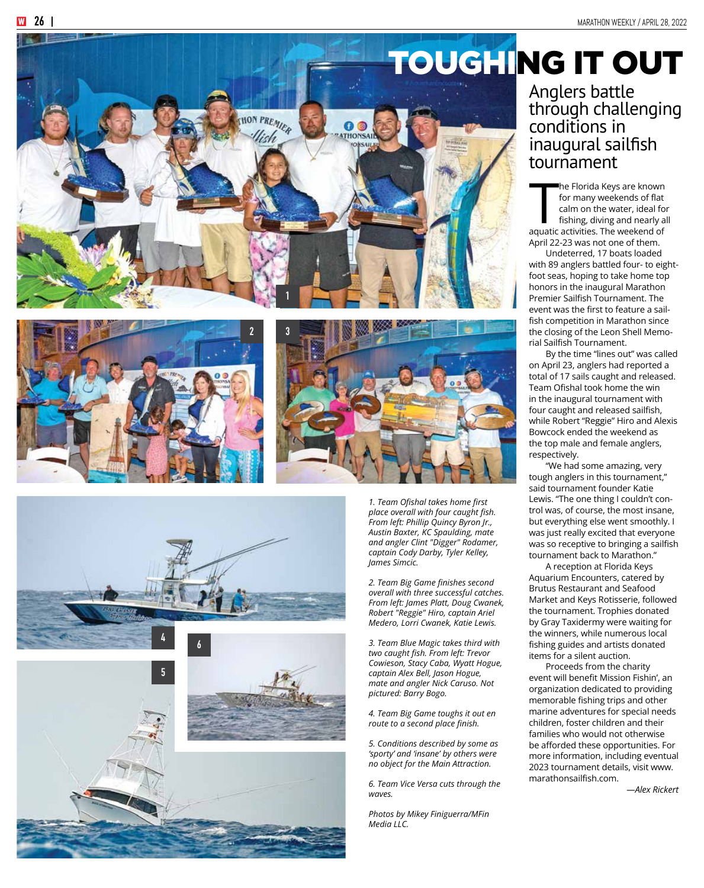# TOUGHING IT OUT

## Anglers battle through challenging conditions in inaugural sailfish tournament

The Florida Keys are known for many weekends of flat calm on the water, ideal for fishing, diving and nearly all aquatic activities. The weekend of April 22-23 was not one of them.

Undeterred, 17 boats loaded with 89 anglers battled four- to eight-foot seas, hoping to take home top honors in the inaugural Marathon Premier Sailfish Tournament. The event was the first to feature a sailfish competition in Marathon since the closing of the Leon Shell Memorial Sailfish Tournament.

By the time "lines out" was called on April 23, anglers had reported a total of 17 sails caught and released. Team Ofishal took home the win in the inaugural tournament with four caught and released sailfish, while Robert "Reggie" Hiro and Alexis Bowcock ended the weekend as the top male and female anglers, respectively.

"We had some amazing, very tough anglers in this tournament," said tournament founder Katie Lewis. "The one thing I couldn't control was, of course, the most insane, but everything else went smoothly. I was just really excited that everyone was so receptive to bringing a sailfish tournament back to Marathon."

A reception at Florida Keys Aquarium Encounters, catered by Brutus Restaurant and Seafood Market and Keys Rotisserie, followed the tournament. Trophies donated by Gray Taxidermy were waiting for the winners, while numerous local fishing guides and artists donated items for a silent auction.

Proceeds from the charity event will benefit Mission Fishin', an organization dedicated to providing memorable fishing trips and other marine adventures for special needs children, foster children and their families who would not otherwise be afforded these opportunities. For more information, including eventual 2023 tournament details, visit www.marathonsailfish.com.

*—Alex Rickert*

*1. Team Ofishal takes home first place overall with four caught fish. From left: Phillip Quincy Byron Jr., Austin Baxter, KC Spaulding, mate and angler Clint "Digger" Rodamer, captain Cody Darby, Tyler Kelley, James Simcic.*

*2. Team Big Game finishes second overall with three successful catches. From left: James Platt, Doug Cwanek, Robert "Reggie" Hiro, captain Ariel Medero, Lorri Cwanek, Katie Lewis.*

*3. Team Blue Magic takes third with two caught fish. From left: Trevor Cowieson, Stacy Caba, Wyatt Hogue, captain Alex Bell, Jason Hogue, mate and angler Nick Caruso. Not pictured: Barry Bogo.*

*4. Team Big Game toughs it out en route to a second place finish.*

*5. Conditions described by some as 'sporty' and 'insane' by others were no object for the Main Attraction.*

*6. Team Vice Versa cuts through the waves.*

*Photos by Mikey Finiguerra/MFin Media LLC.*